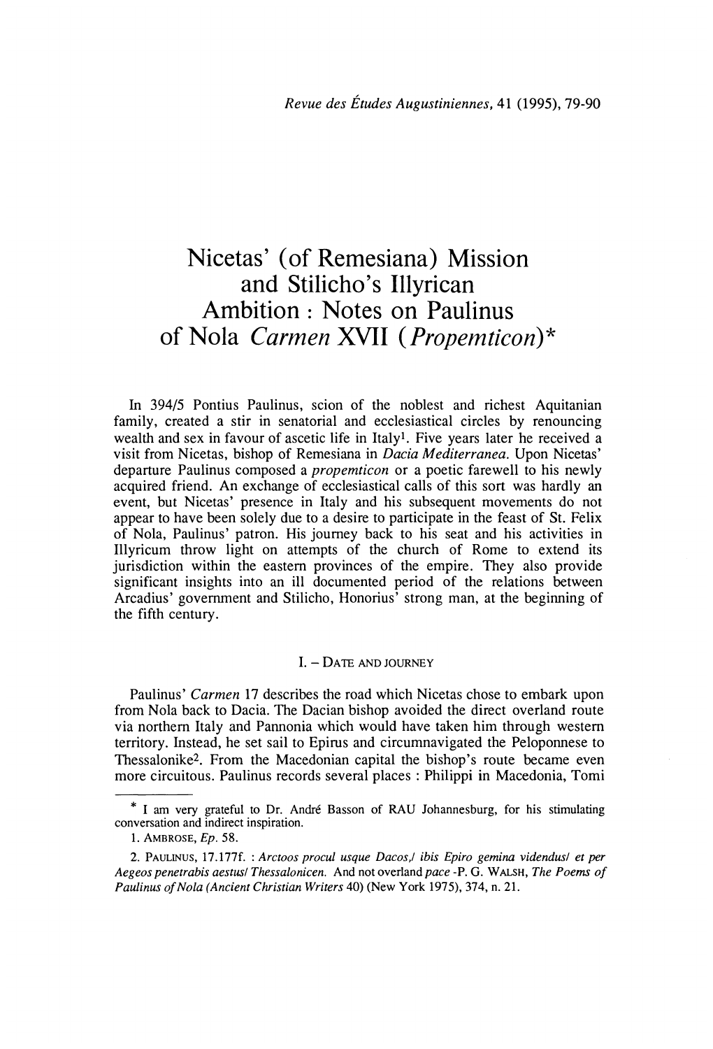# Nicetas' (of Remesiana) Mission and Stilicho's Illyrican Ambition : Notes on Paulinus of Nola *Carmen* XVII (*Propemticon*)*

In 394/5 Pontius Paulinus, scion of the noblest and richest Aquitanian family, created a stir in senatorial and ecclesiastical circles by renouncing wealth and sex in favour of ascetic life in Italy[1]. Five years later he received a visit from Nicetas, bishop of Remesiana in *Dacia Mediterranea*. Upon Nicetas' departure Paulinus composed a *propemticon* or a poetic farewell to his newly acquired friend. An exchange of ecclesiastical calls of this sort was hardly an event, but Nicetas' presence in Italy and his subsequent movements do not appear to have been solely due to a desire to participate in the feast of St. Felix of Nola, Paulinus' patron. His journey back to his seat and his activities in Illyricum throw light on attempts of the church of Rome to extend its jurisdiction within the eastern provinces of the empire. They also provide significant insights into an ill documented period of the relations between Arcadius' government and Stilicho, Honorius' strong man, at the beginning of the fifth century.

## I. – Date and Journey

Paulinus' *Carmen* 17 describes the road which Nicetas chose to embark upon from Nola back to Dacia. The Dacian bishop avoided the direct overland route via northern Italy and Pannonia which would have taken him through western territory. Instead, he set sail to Epirus and circumnavigated the Peloponnese to Thessalonike[2]. From the Macedonian capital the bishop's route became even more circuitous. Paulinus records several places : Philippi in Macedonia, Tomi

---

\* I am very grateful to Dr. André Basson of RAU Johannesburg, for his stimulating conversation and indirect inspiration.

1. Ambrose, *Ep.* 58.

2. Paulinus, 17.177f. : *Arctoos procul usque Dacos,/ ibis Epiro gemina videndus/ et per Aegeos penetrabis aestus/ Thessalonicen.* And not overland *pace* -P. G. Walsh, *The Poems of Paulinus of Nola (Ancient Christian Writers* 40) (New York 1975), 374, n. 21.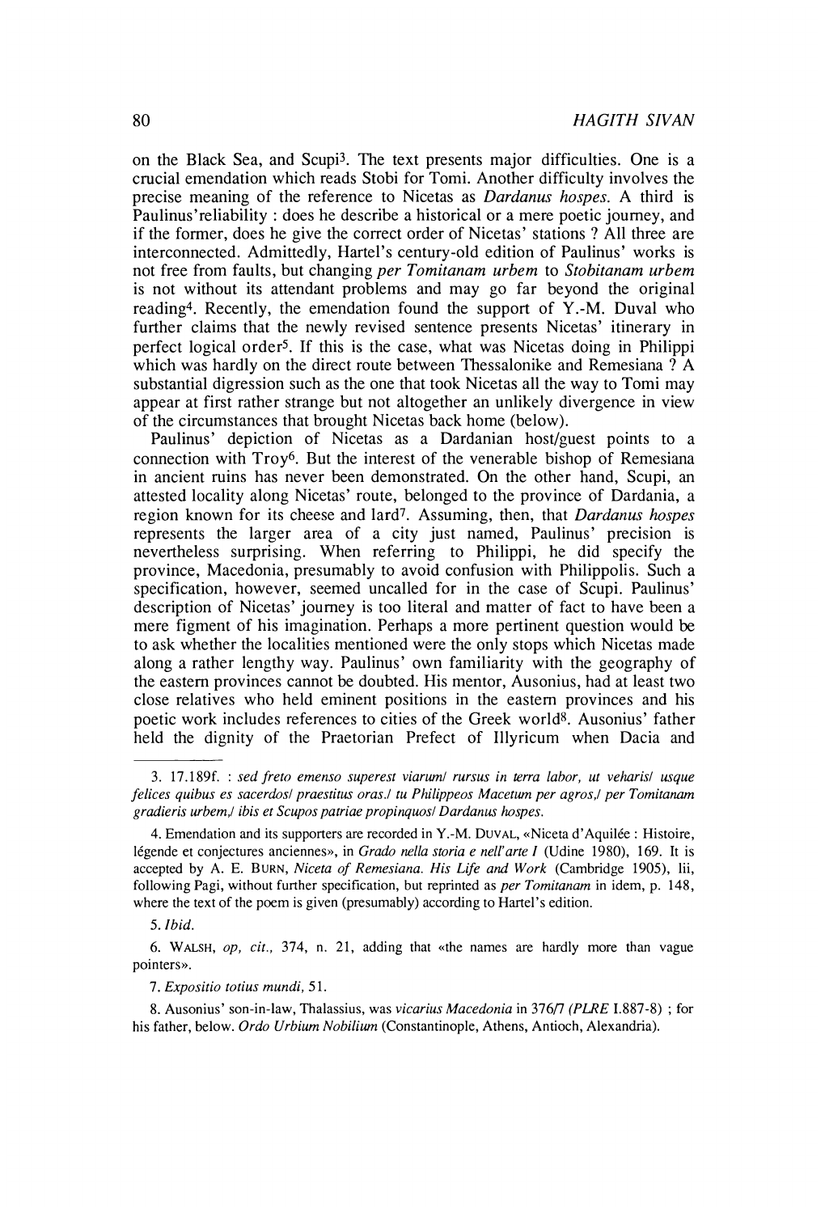on the Black Sea, and Scupi[3]. The text presents major difficulties. One is a crucial emendation which reads Stobi for Tomi. Another difficulty involves the precise meaning of the reference to Nicetas as *Dardanus hospes*. A third is Paulinus' reliability : does he describe a historical or a mere poetic journey, and if the former, does he give the correct order of Nicetas' stations ? All three are interconnected. Admittedly, Hartel's century-old edition of Paulinus' works is not free from faults, but changing *per Tomitanam urbem* to *Stobitanam urbem* is not without its attendant problems and may go far beyond the original reading[4]. Recently, the emendation found the support of Y.-M. Duval who further claims that the newly revised sentence presents Nicetas' itinerary in perfect logical order[5]. If this is the case, what was Nicetas doing in Philippi which was hardly on the direct route between Thessalonike and Remesiana ? A substantial digression such as the one that took Nicetas all the way to Tomi may appear at first rather strange but not altogether an unlikely divergence in view of the circumstances that brought Nicetas back home (below).

Paulinus' depiction of Nicetas as a Dardanian host/guest points to a connection with Troy[6]. But the interest of the venerable bishop of Remesiana in ancient ruins has never been demonstrated. On the other hand, Scupi, an attested locality along Nicetas' route, belonged to the province of Dardania, a region known for its cheese and lard[7]. Assuming, then, that *Dardanus hospes* represents the larger area of a city just named, Paulinus' precision is nevertheless surprising. When referring to Philippi, he did specify the province, Macedonia, presumably to avoid confusion with Philippolis. Such a specification, however, seemed uncalled for in the case of Scupi. Paulinus' description of Nicetas' journey is too literal and matter of fact to have been a mere figment of his imagination. Perhaps a more pertinent question would be to ask whether the localities mentioned were the only stops which Nicetas made along a rather lengthy way. Paulinus' own familiarity with the geography of the eastern provinces cannot be doubted. His mentor, Ausonius, had at least two close relatives who held eminent positions in the eastern provinces and his poetic work includes references to cities of the Greek world[8]. Ausonius' father held the dignity of the Praetorian Prefect of Illyricum when Dacia and

---

3. 17.189f. : *sed freto emenso superest viarum/ rursus in terra labor, ut veharis/ usque felices quibus es sacerdos/ praestitus oras./ tu Philippeos Macetum per agros,/ per Tomitanam gradieris urbem,/ ibis et Scupos patriae propinquos/ Dardanus hospes.*

4. Emendation and its supporters are recorded in Y.-M. Duval, «Niceta d'Aquilée : Histoire, légende et conjectures anciennes», in *Grado nella storia e nell'arte I* (Udine 1980), 169. It is accepted by A. E. Burn, *Niceta of Remesiana. His Life and Work* (Cambridge 1905), lii, following Pagi, without further specification, but reprinted as *per Tomitanam* in idem, p. 148, where the text of the poem is given (presumably) according to Hartel's edition.

5. *Ibid.*

6. Walsh, *op, cit.,* 374, n. 21, adding that «the names are hardly more than vague pointers».

7. *Expositio totius mundi,* 51.

8. Ausonius' son-in-law, Thalassius, was *vicarius Macedonia* in 376/7 (*PLRE* I.887-8) ; for his father, below. *Ordo Urbium Nobilium* (Constantinople, Athens, Antioch, Alexandria).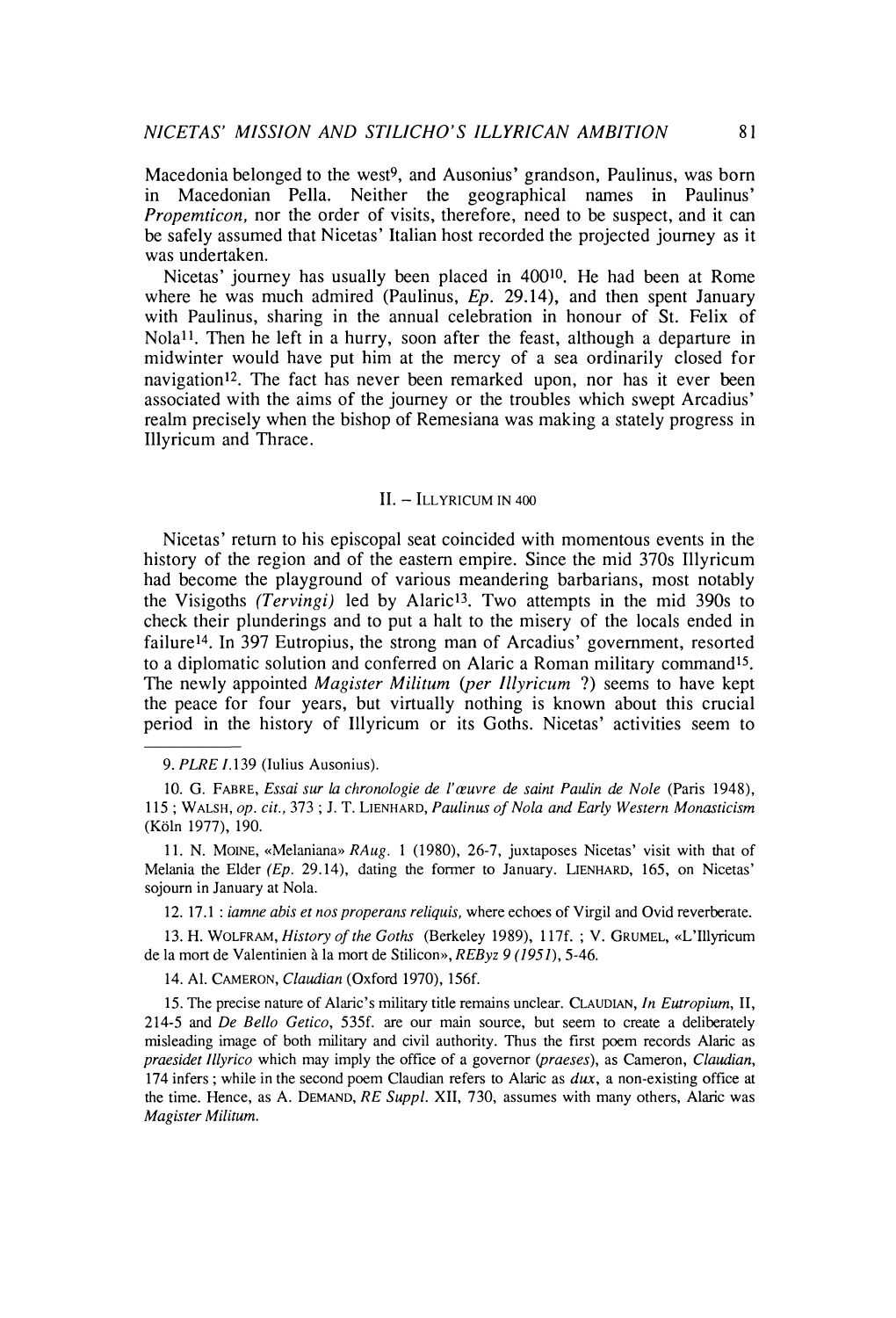Macedonia belonged to the west[9], and Ausonius' grandson, Paulinus, was born in Macedonian Pella. Neither the geographical names in Paulinus' *Propemticon*, nor the order of visits, therefore, need to be suspect, and it can be safely assumed that Nicetas' Italian host recorded the projected journey as it was undertaken.

Nicetas' journey has usually been placed in 400[10]. He had been at Rome where he was much admired (Paulinus, *Ep.* 29.14), and then spent January with Paulinus, sharing in the annual celebration in honour of St. Felix of Nola[11]. Then he left in a hurry, soon after the feast, although a departure in midwinter would have put him at the mercy of a sea ordinarily closed for navigation[12]. The fact has never been remarked upon, nor has it ever been associated with the aims of the journey or the troubles which swept Arcadius' realm precisely when the bishop of Remesiana was making a stately progress in Illyricum and Thrace.

## II. – Illyricum in 400

Nicetas' return to his episcopal seat coincided with momentous events in the history of the region and of the eastern empire. Since the mid 370s Illyricum had become the playground of various meandering barbarians, most notably the Visigoths *(Tervingi)* led by Alaric[13]. Two attempts in the mid 390s to check their plunderings and to put a halt to the misery of the locals ended in failure[14]. In 397 Eutropius, the strong man of Arcadius' government, resorted to a diplomatic solution and conferred on Alaric a Roman military command[15]. The newly appointed *Magister Militum* (*per Illyricum* ?) seems to have kept the peace for four years, but virtually nothing is known about this crucial period in the history of Illyricum or its Goths. Nicetas' activities seem to

---

9. *PLRE I*.139 (Iulius Ausonius).

10. G. Fabre, *Essai sur la chronologie de l'œuvre de saint Paulin de Nole* (Paris 1948), 115 ; Walsh, *op. cit.*, 373 ; J. T. Lienhard, *Paulinus of Nola and Early Western Monasticism* (Köln 1977), 190.

11. N. Moine, «Melaniana» *RAug.* 1 (1980), 26-7, juxtaposes Nicetas' visit with that of Melania the Elder (*Ep.* 29.14), dating the former to January. Lienhard, 165, on Nicetas' sojourn in January at Nola.

12. 17.1 : *iamne abis et nos properans reliquis,* where echoes of Virgil and Ovid reverberate.

13. H. Wolfram, *History of the Goths* (Berkeley 1989), 117f. ; V. Grumel, «L'Illyricum de la mort de Valentinien à la mort de Stilicon», *REByz 9 (1951)*, 5-46.

14. Al. Cameron, *Claudian* (Oxford 1970), 156f.

15. The precise nature of Alaric's military title remains unclear. Claudian, *In Eutropium*, II, 214-5 and *De Bello Getico*, 535f. are our main source, but seem to create a deliberately misleading image of both military and civil authority. Thus the first poem records Alaric as *praesidet Illyrico* which may imply the office of a governor (*praeses*), as Cameron, *Claudian*, 174 infers ; while in the second poem Claudian refers to Alaric as *dux*, a non-existing office at the time. Hence, as A. Demand, *RE Suppl.* XII, 730, assumes with many others, Alaric was *Magister Militum.*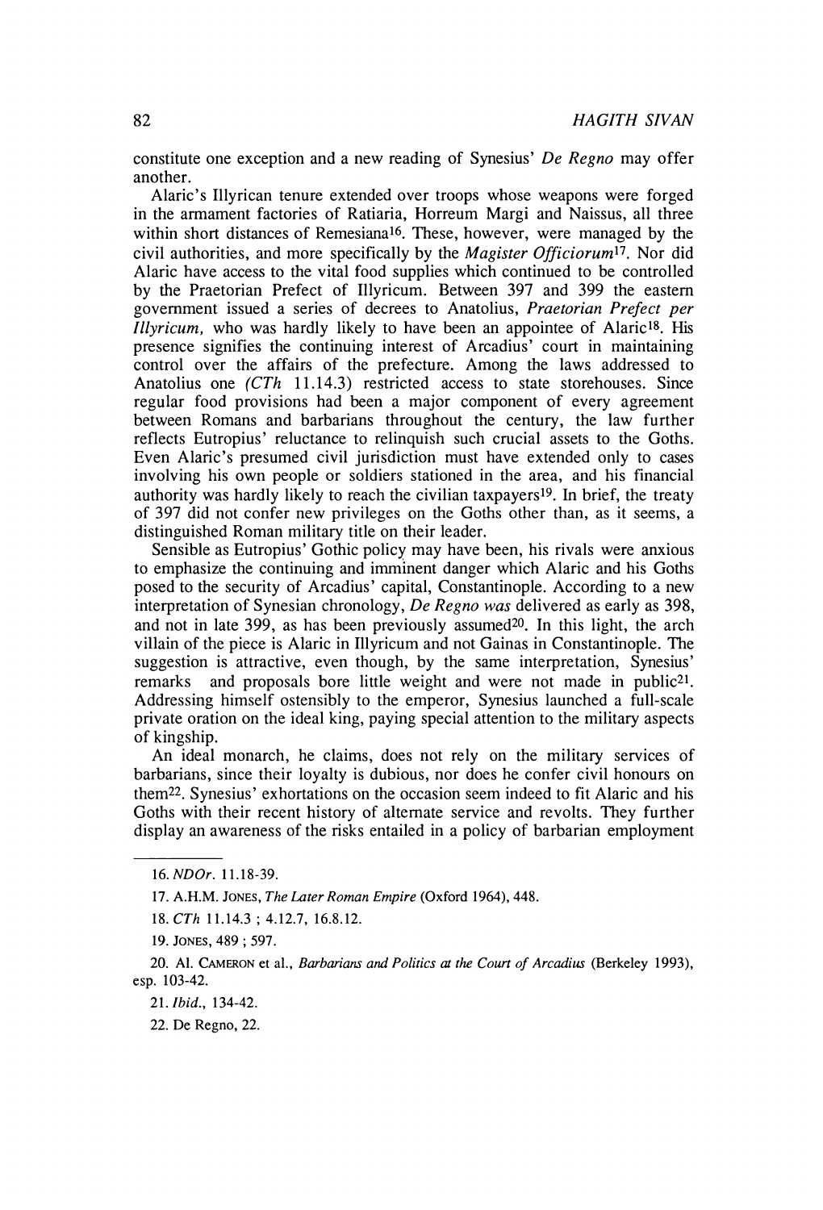constitute one exception and a new reading of Synesius' *De Regno* may offer another.

Alaric's Illyrican tenure extended over troops whose weapons were forged in the armament factories of Ratiaria, Horreum Margi and Naissus, all three within short distances of Remesiana[16]. These, however, were managed by the civil authorities, and more specifically by the *Magister Officiorum*[17]. Nor did Alaric have access to the vital food supplies which continued to be controlled by the Praetorian Prefect of Illyricum. Between 397 and 399 the eastern government issued a series of decrees to Anatolius, *Praetorian Prefect per Illyricum,* who was hardly likely to have been an appointee of Alaric[18]. His presence signifies the continuing interest of Arcadius' court in maintaining control over the affairs of the prefecture. Among the laws addressed to Anatolius one *(CTh* 11.14.3) restricted access to state storehouses. Since regular food provisions had been a major component of every agreement between Romans and barbarians throughout the century, the law further reflects Eutropius' reluctance to relinquish such crucial assets to the Goths. Even Alaric's presumed civil jurisdiction must have extended only to cases involving his own people or soldiers stationed in the area, and his financial authority was hardly likely to reach the civilian taxpayers[19]. In brief, the treaty of 397 did not confer new privileges on the Goths other than, as it seems, a distinguished Roman military title on their leader.

Sensible as Eutropius' Gothic policy may have been, his rivals were anxious to emphasize the continuing and imminent danger which Alaric and his Goths posed to the security of Arcadius' capital, Constantinople. According to a new interpretation of Synesian chronology, *De Regno was* delivered as early as 398, and not in late 399, as has been previously assumed[20]. In this light, the arch villain of the piece is Alaric in Illyricum and not Gainas in Constantinople. The suggestion is attractive, even though, by the same interpretation, Synesius' remarks and proposals bore little weight and were not made in public[21]. Addressing himself ostensibly to the emperor, Synesius launched a full-scale private oration on the ideal king, paying special attention to the military aspects of kingship.

An ideal monarch, he claims, does not rely on the military services of barbarians, since their loyalty is dubious, nor does he confer civil honours on them[22]. Synesius' exhortations on the occasion seem indeed to fit Alaric and his Goths with their recent history of alternate service and revolts. They further display an awareness of the risks entailed in a policy of barbarian employment

---

16. *NDOr.* 11.18-39.

17. A.H.M. JONES, *The Later Roman Empire* (Oxford 1964), 448.

18. *CTh* 11.14.3 ; 4.12.7, 16.8.12.

19. JONES, 489 ; 597.

20. Al. CAMERON et al., *Barbarians and Politics at the Court of Arcadius* (Berkeley 1993), esp. 103-42.

21. *Ibid.*, 134-42.

22. De Regno, 22.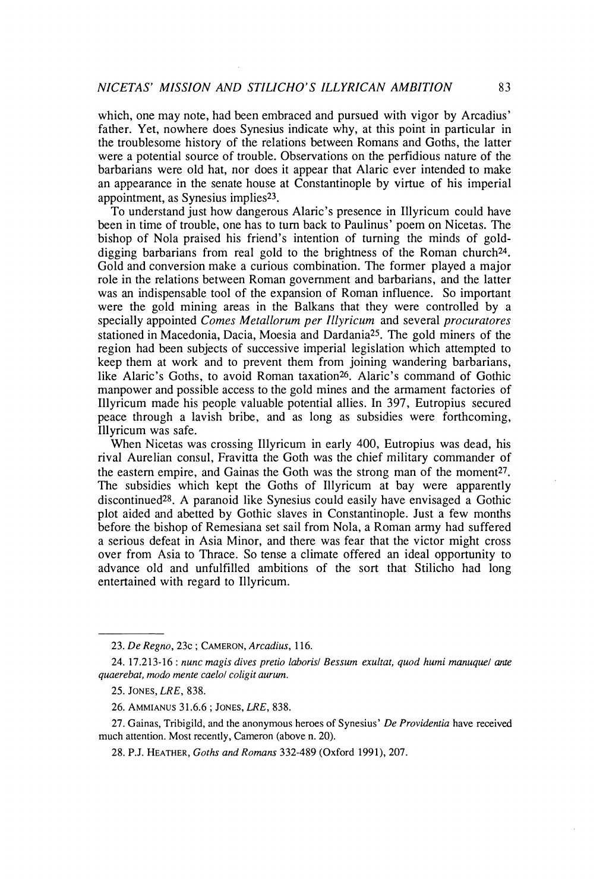which, one may note, had been embraced and pursued with vigor by Arcadius' father. Yet, nowhere does Synesius indicate why, at this point in particular in the troublesome history of the relations between Romans and Goths, the latter were a potential source of trouble. Observations on the perfidious nature of the barbarians were old hat, nor does it appear that Alaric ever intended to make an appearance in the senate house at Constantinople by virtue of his imperial appointment, as Synesius implies[23].

To understand just how dangerous Alaric's presence in Illyricum could have been in time of trouble, one has to turn back to Paulinus' poem on Nicetas. The bishop of Nola praised his friend's intention of turning the minds of gold-digging barbarians from real gold to the brightness of the Roman church[24]. Gold and conversion make a curious combination. The former played a major role in the relations between Roman government and barbarians, and the latter was an indispensable tool of the expansion of Roman influence. So important were the gold mining areas in the Balkans that they were controlled by a specially appointed *Comes Metallorum per Illyricum* and several *procuratores* stationed in Macedonia, Dacia, Moesia and Dardania[25]. The gold miners of the region had been subjects of successive imperial legislation which attempted to keep them at work and to prevent them from joining wandering barbarians, like Alaric's Goths, to avoid Roman taxation[26]. Alaric's command of Gothic manpower and possible access to the gold mines and the armament factories of Illyricum made his people valuable potential allies. In 397, Eutropius secured peace through a lavish bribe, and as long as subsidies were forthcoming, Illyricum was safe.

When Nicetas was crossing Illyricum in early 400, Eutropius was dead, his rival Aurelian consul, Fravitta the Goth was the chief military commander of the eastern empire, and Gainas the Goth was the strong man of the moment[27]. The subsidies which kept the Goths of Illyricum at bay were apparently discontinued[28]. A paranoid like Synesius could easily have envisaged a Gothic plot aided and abetted by Gothic slaves in Constantinople. Just a few months before the bishop of Remesiana set sail from Nola, a Roman army had suffered a serious defeat in Asia Minor, and there was fear that the victor might cross over from Asia to Thrace. So tense a climate offered an ideal opportunity to advance old and unfulfilled ambitions of the sort that Stilicho had long entertained with regard to Illyricum.

---

23. *De Regno*, 23c ; CAMERON, *Arcadius*, 116.

24. 17.213-16 : *nunc magis dives pretio laboris/ Bessum exultat, quod humi manuque/ ante quaerebat, modo mente caelo/ coligit aurum.*

25. JONES, *LRE*, 838.

26. AMMIANUS 31.6.6 ; JONES, *LRE*, 838.

27. Gainas, Tribigild, and the anonymous heroes of Synesius' *De Providentia* have received much attention. Most recently, Cameron (above n. 20).

28. P.J. HEATHER, *Goths and Romans* 332-489 (Oxford 1991), 207.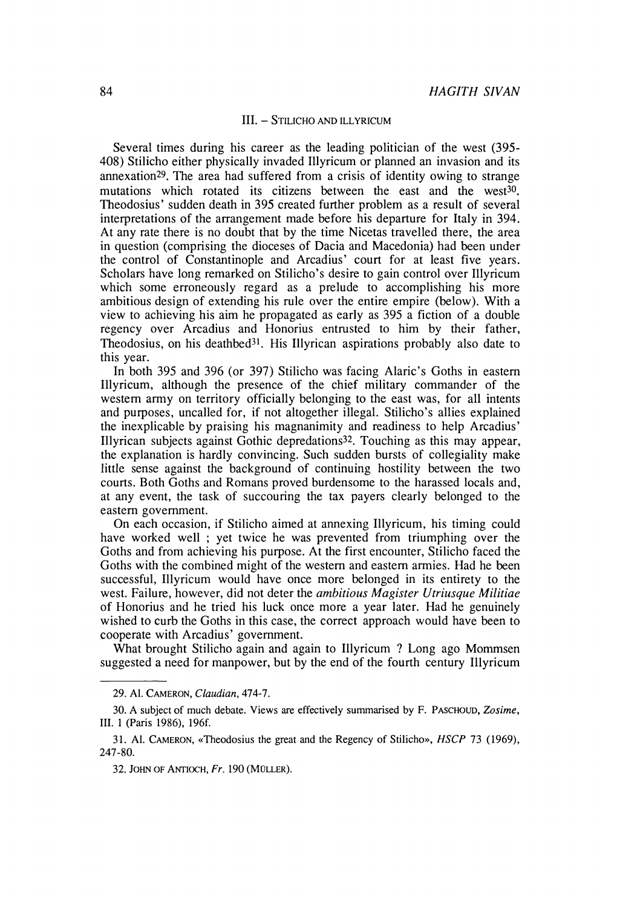### III. – Stilicho and Illyricum

Several times during his career as the leading politician of the west (395-408) Stilicho either physically invaded Illyricum or planned an invasion and its annexation[29]. The area had suffered from a crisis of identity owing to strange mutations which rotated its citizens between the east and the west[30]. Theodosius' sudden death in 395 created further problem as a result of several interpretations of the arrangement made before his departure for Italy in 394. At any rate there is no doubt that by the time Nicetas travelled there, the area in question (comprising the dioceses of Dacia and Macedonia) had been under the control of Constantinople and Arcadius' court for at least five years. Scholars have long remarked on Stilicho's desire to gain control over Illyricum which some erroneously regard as a prelude to accomplishing his more ambitious design of extending his rule over the entire empire (below). With a view to achieving his aim he propagated as early as 395 a fiction of a double regency over Arcadius and Honorius entrusted to him by their father, Theodosius, on his deathbed[31]. His Illyrican aspirations probably also date to this year.

In both 395 and 396 (or 397) Stilicho was facing Alaric's Goths in eastern Illyricum, although the presence of the chief military commander of the western army on territory officially belonging to the east was, for all intents and purposes, uncalled for, if not altogether illegal. Stilicho's allies explained the inexplicable by praising his magnanimity and readiness to help Arcadius' Illyrican subjects against Gothic depredations[32]. Touching as this may appear, the explanation is hardly convincing. Such sudden bursts of collegiality make little sense against the background of continuing hostility between the two courts. Both Goths and Romans proved burdensome to the harassed locals and, at any event, the task of succouring the tax payers clearly belonged to the eastern government.

On each occasion, if Stilicho aimed at annexing Illyricum, his timing could have worked well ; yet twice he was prevented from triumphing over the Goths and from achieving his purpose. At the first encounter, Stilicho faced the Goths with the combined might of the western and eastern armies. Had he been successful, Illyricum would have once more belonged in its entirety to the west. Failure, however, did not deter the *ambitious Magister Utriusque Militiae* of Honorius and he tried his luck once more a year later. Had he genuinely wished to curb the Goths in this case, the correct approach would have been to cooperate with Arcadius' government.

What brought Stilicho again and again to Illyricum ? Long ago Mommsen suggested a need for manpower, but by the end of the fourth century Illyricum

---

29. Al. Cameron, *Claudian*, 474-7.

30. A subject of much debate. Views are effectively summarised by F. Paschoud, *Zosime*, III. 1 (Paris 1986), 196f.

31. Al. Cameron, «Theodosius the great and the Regency of Stilicho», *HSCP* 73 (1969), 247-80.

32. John of Antioch, *Fr.* 190 (Müller).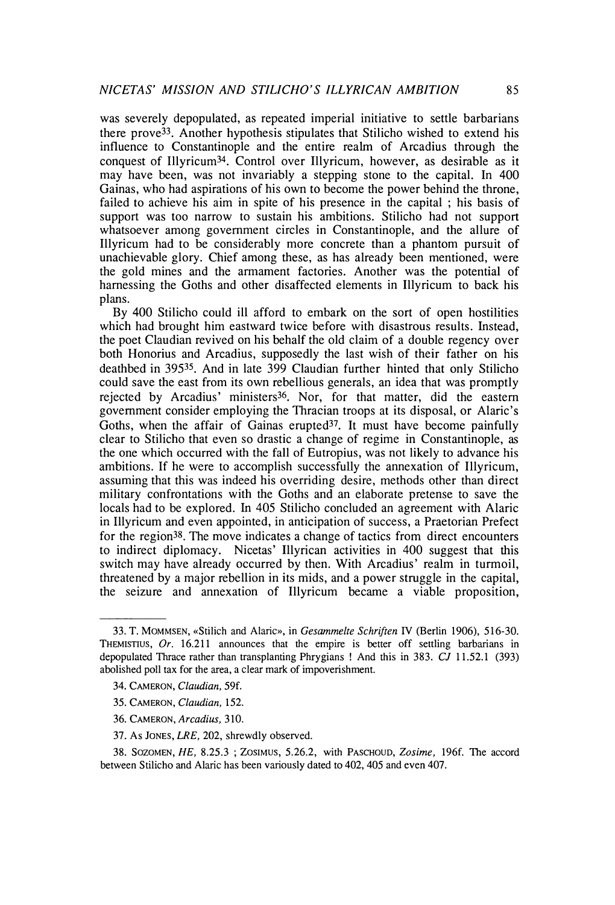was severely depopulated, as repeated imperial initiative to settle barbarians there prove[33]. Another hypothesis stipulates that Stilicho wished to extend his influence to Constantinople and the entire realm of Arcadius through the conquest of Illyricum[34]. Control over Illyricum, however, as desirable as it may have been, was not invariably a stepping stone to the capital. In 400 Gainas, who had aspirations of his own to become the power behind the throne, failed to achieve his aim in spite of his presence in the capital ; his basis of support was too narrow to sustain his ambitions. Stilicho had not support whatsoever among government circles in Constantinople, and the allure of Illyricum had to be considerably more concrete than a phantom pursuit of unachievable glory. Chief among these, as has already been mentioned, were the gold mines and the armament factories. Another was the potential of harnessing the Goths and other disaffected elements in Illyricum to back his plans.

By 400 Stilicho could ill afford to embark on the sort of open hostilities which had brought him eastward twice before with disastrous results. Instead, the poet Claudian revived on his behalf the old claim of a double regency over both Honorius and Arcadius, supposedly the last wish of their father on his deathbed in 395[35]. And in late 399 Claudian further hinted that only Stilicho could save the east from its own rebellious generals, an idea that was promptly rejected by Arcadius' ministers[36]. Nor, for that matter, did the eastern government consider employing the Thracian troops at its disposal, or Alaric's Goths, when the affair of Gainas erupted[37]. It must have become painfully clear to Stilicho that even so drastic a change of regime in Constantinople, as the one which occurred with the fall of Eutropius, was not likely to advance his ambitions. If he were to accomplish successfully the annexation of Illyricum, assuming that this was indeed his overriding desire, methods other than direct military confrontations with the Goths and an elaborate pretense to save the locals had to be explored. In 405 Stilicho concluded an agreement with Alaric in Illyricum and even appointed, in anticipation of success, a Praetorian Prefect for the region[38]. The move indicates a change of tactics from direct encounters to indirect diplomacy. Nicetas' Illyrican activities in 400 suggest that this switch may have already occurred by then. With Arcadius' realm in turmoil, threatened by a major rebellion in its mids, and a power struggle in the capital, the seizure and annexation of Illyricum became a viable proposition,

---

33. T. MOMMSEN, «Stilich and Alaric», in *Gesammelte Schriften* IV (Berlin 1906), 516-30. THEMISTIUS, *Or.* 16.211 announces that the empire is better off settling barbarians in depopulated Thrace rather than transplanting Phrygians ! And this in 383. *CJ* 11.52.1 (393) abolished poll tax for the area, a clear mark of impoverishment.

34. CAMERON, *Claudian,* 59f.

35. CAMERON, *Claudian,* 152.

36. CAMERON, *Arcadius,* 310.

37. As JONES, *LRE,* 202, shrewdly observed.

38. SOZOMEN, *HE,* 8.25.3 ; ZOSIMUS, 5.26.2, with PASCHOUD, *Zosime,* 196f. The accord between Stilicho and Alaric has been variously dated to 402, 405 and even 407.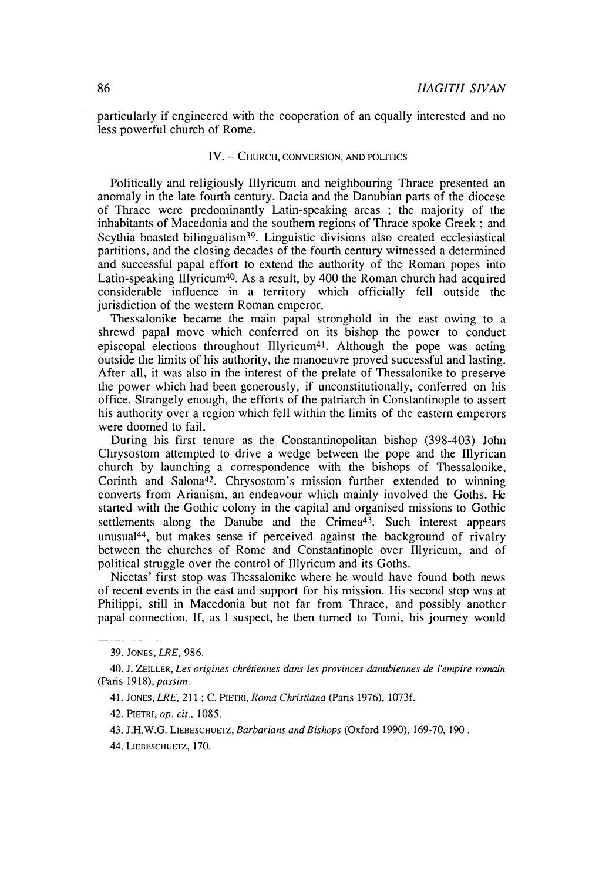particularly if engineered with the cooperation of an equally interested and no less powerful church of Rome.

## IV. – Church, conversion, and politics

Politically and religiously Illyricum and neighbouring Thrace presented an anomaly in the late fourth century. Dacia and the Danubian parts of the diocese of Thrace were predominantly Latin-speaking areas ; the majority of the inhabitants of Macedonia and the southern regions of Thrace spoke Greek ; and Scythia boasted bilingualism[39]. Linguistic divisions also created ecclesiastical partitions, and the closing decades of the fourth century witnessed a determined and successful papal effort to extend the authority of the Roman popes into Latin-speaking Illyricum[40]. As a result, by 400 the Roman church had acquired considerable influence in a territory which officially fell outside the jurisdiction of the western Roman emperor.

Thessalonike became the main papal stronghold in the east owing to a shrewd papal move which conferred on its bishop the power to conduct episcopal elections throughout Illyricum[41]. Although the pope was acting outside the limits of his authority, the manoeuvre proved successful and lasting. After all, it was also in the interest of the prelate of Thessalonike to preserve the power which had been generously, if unconstitutionally, conferred on his office. Strangely enough, the efforts of the patriarch in Constantinople to assert his authority over a region which fell within the limits of the eastern emperors were doomed to fail.

During his first tenure as the Constantinopolitan bishop (398-403) John Chrysostom attempted to drive a wedge between the pope and the Illyrican church by launching a correspondence with the bishops of Thessalonike, Corinth and Salona[42]. Chrysostom's mission further extended to winning converts from Arianism, an endeavour which mainly involved the Goths. He started with the Gothic colony in the capital and organised missions to Gothic settlements along the Danube and the Crimea[43]. Such interest appears unusual[44], but makes sense if perceived against the background of rivalry between the churches of Rome and Constantinople over Illyricum, and of political struggle over the control of Illyricum and its Goths.

Nicetas' first stop was Thessalonike where he would have found both news of recent events in the east and support for his mission. His second stop was at Philippi, still in Macedonia but not far from Thrace, and possibly another papal connection. If, as I suspect, he then turned to Tomi, his journey would

---

39. Jones, *LRE*, 986.

40. J. Zeiller, *Les origines chrétiennes dans les provinces danubiennes de l'empire romain* (Paris 1918), *passim*.

41. Jones, *LRE*, 211 ; C. Pietri, *Roma Christiana* (Paris 1976), 1073f.

42. Pietri, *op. cit.*, 1085.

43. J.H.W.G. Liebeschuetz, *Barbarians and Bishops* (Oxford 1990), 169-70, 190 .

44. Liebeschuetz, 170.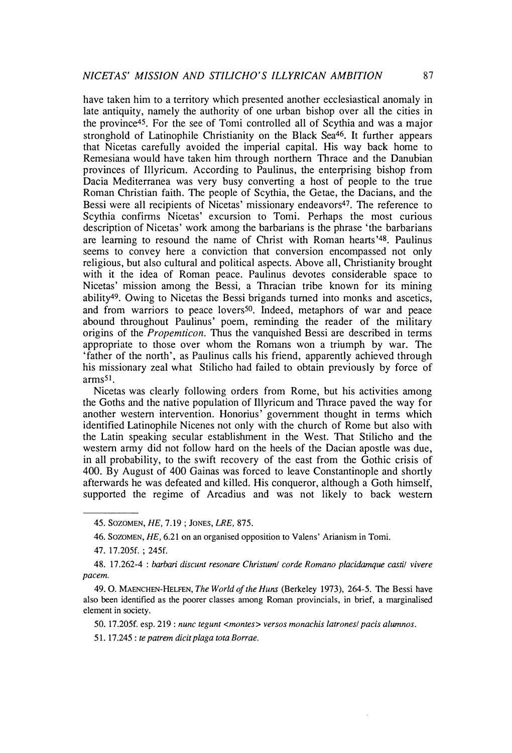have taken him to a territory which presented another ecclesiastical anomaly in late antiquity, namely the authority of one urban bishop over all the cities in the province[45]. For the see of Tomi controlled all of Scythia and was a major stronghold of Latinophile Christianity on the Black Sea[46]. It further appears that Nicetas carefully avoided the imperial capital. His way back home to Remesiana would have taken him through northern Thrace and the Danubian provinces of Illyricum. According to Paulinus, the enterprising bishop from Dacia Mediterranea was very busy converting a host of people to the true Roman Christian faith. The people of Scythia, the Getae, the Dacians, and the Bessi were all recipients of Nicetas' missionary endeavors[47]. The reference to Scythia confirms Nicetas' excursion to Tomi. Perhaps the most curious description of Nicetas' work among the barbarians is the phrase 'the barbarians are learning to resound the name of Christ with Roman hearts'[48]. Paulinus seems to convey here a conviction that conversion encompassed not only religious, but also cultural and political aspects. Above all, Christianity brought with it the idea of Roman peace. Paulinus devotes considerable space to Nicetas' mission among the Bessi, a Thracian tribe known for its mining ability[49]. Owing to Nicetas the Bessi brigands turned into monks and ascetics, and from warriors to peace lovers[50]. Indeed, metaphors of war and peace abound throughout Paulinus' poem, reminding the reader of the military origins of the *Propemticon*. Thus the vanquished Bessi are described in terms appropriate to those over whom the Romans won a triumph by war. The 'father of the north', as Paulinus calls his friend, apparently achieved through his missionary zeal what Stilicho had failed to obtain previously by force of arms[51].

Nicetas was clearly following orders from Rome, but his activities among the Goths and the native population of Illyricum and Thrace paved the way for another western intervention. Honorius' government thought in terms which identified Latinophile Nicenes not only with the church of Rome but also with the Latin speaking secular establishment in the West. That Stilicho and the western army did not follow hard on the heels of the Dacian apostle was due, in all probability, to the swift recovery of the east from the Gothic crisis of 400. By August of 400 Gainas was forced to leave Constantinople and shortly afterwards he was defeated and killed. His conqueror, although a Goth himself, supported the regime of Arcadius and was not likely to back western

---

45. SOZOMEN, *HE*, 7.19 ; JONES, *LRE*, 875.

46. SOZOMEN, *HE*, 6.21 on an organised opposition to Valens' Arianism in Tomi.

47. 17.205f. ; 245f.

48. 17.262-4 : *barbari discunt resonare Christum/ corde Romano placidamque casti/ vivere pacem.*

49. O. MAENCHEN-HELFEN, *The World of the Huns* (Berkeley 1973), 264-5. The Bessi have also been identified as the poorer classes among Roman provincials, in brief, a marginalised element in society.

50. 17.205f. esp. 219 : *nunc tegunt <montes> versos monachis latrones/ pacis alumnos.*

51. 17.245 : *te patrem dicit plaga tota Borrae.*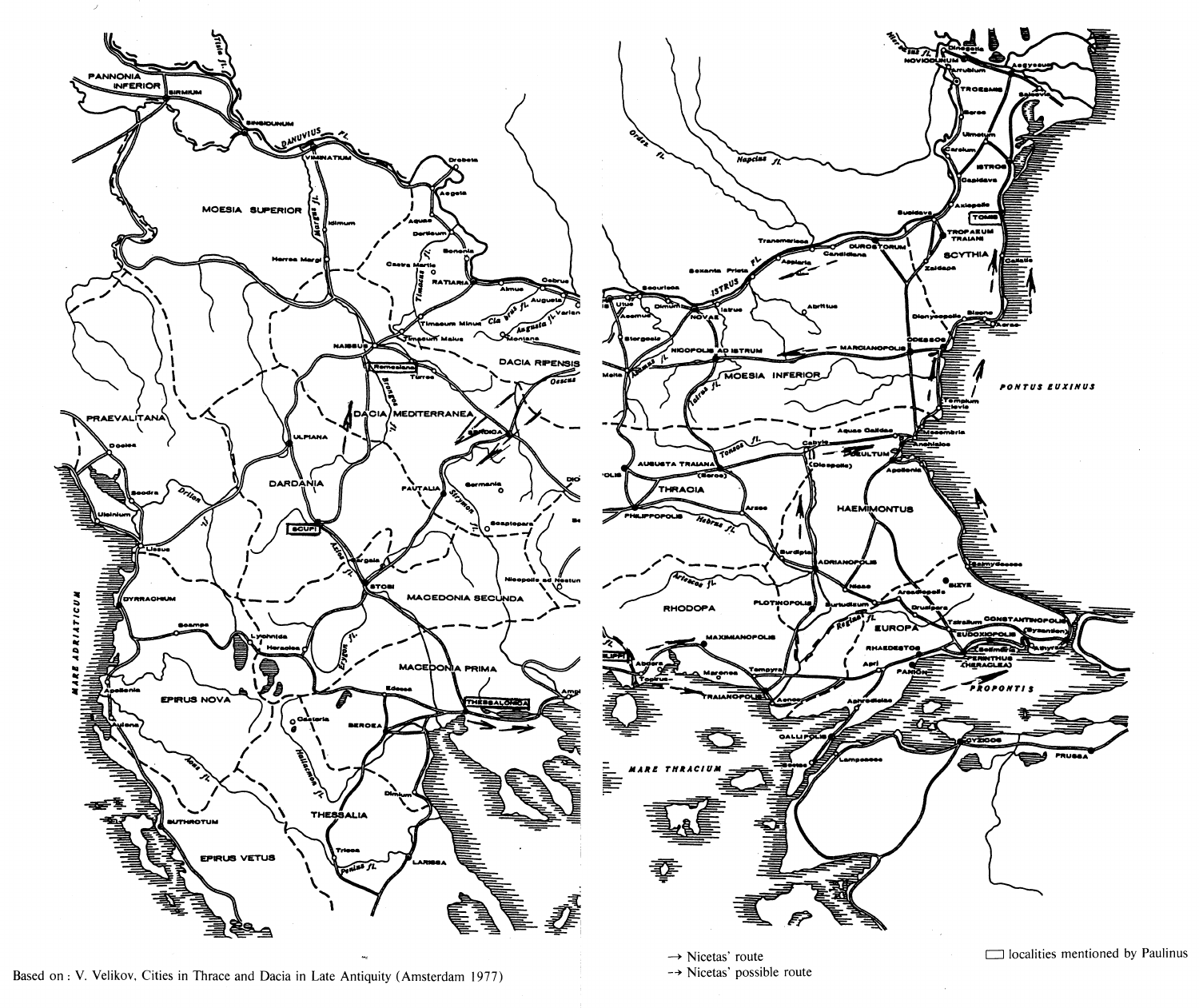Based on : V. Velikov, Cities in Thrace and Dacia in Late Antiquity (Amsterdam 1977)

→ Nicetas' route

-→ Nicetas' possible route

▭ localities mentioned by Paulinus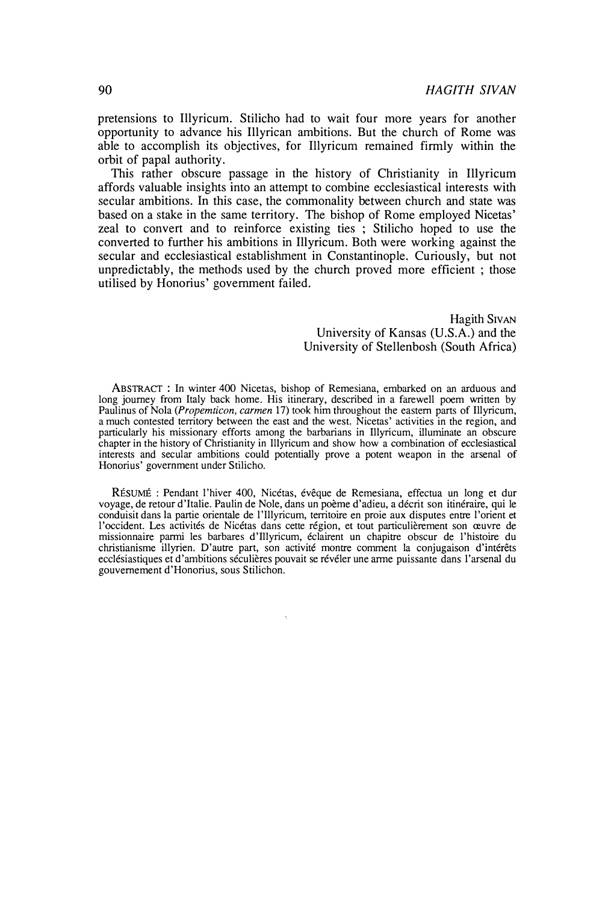pretensions to Illyricum. Stilicho had to wait four more years for another opportunity to advance his Illyrican ambitions. But the church of Rome was able to accomplish its objectives, for Illyricum remained firmly within the orbit of papal authority.

This rather obscure passage in the history of Christianity in Illyricum affords valuable insights into an attempt to combine ecclesiastical interests with secular ambitions. In this case, the commonality between church and state was based on a stake in the same territory. The bishop of Rome employed Nicetas' zeal to convert and to reinforce existing ties ; Stilicho hoped to use the converted to further his ambitions in Illyricum. Both were working against the secular and ecclesiastical establishment in Constantinople. Curiously, but not unpredictably, the methods used by the church proved more efficient ; those utilised by Honorius' government failed.

Hagith Sivan
University of Kansas (U.S.A.) and the
University of Stellenbosh (South Africa)

Abstract : In winter 400 Nicetas, bishop of Remesiana, embarked on an arduous and long journey from Italy back home. His itinerary, described in a farewell poem written by Paulinus of Nola (*Propemticon, carmen* 17) took him throughout the eastern parts of Illyricum, a much contested territory between the east and the west. Nicetas' activities in the region, and particularly his missionary efforts among the barbarians in Illyricum, illuminate an obscure chapter in the history of Christianity in Illyricum and show how a combination of ecclesiastical interests and secular ambitions could potentially prove a potent weapon in the arsenal of Honorius' government under Stilicho.

Résumé : Pendant l'hiver 400, Nicétas, évêque de Remesiana, effectua un long et dur voyage, de retour d'Italie. Paulin de Nole, dans un poème d'adieu, a décrit son itinéraire, qui le conduisit dans la partie orientale de l'Illyricum, territoire en proie aux disputes entre l'orient et l'occident. Les activités de Nicétas dans cette région, et tout particulièrement son œuvre de missionnaire parmi les barbares d'Illyricum, éclairent un chapitre obscur de l'histoire du christianisme illyrien. D'autre part, son activité montre comment la conjugaison d'intérêts ecclésiastiques et d'ambitions séculières pouvait se révéler une arme puissante dans l'arsenal du gouvernement d'Honorius, sous Stilichon.